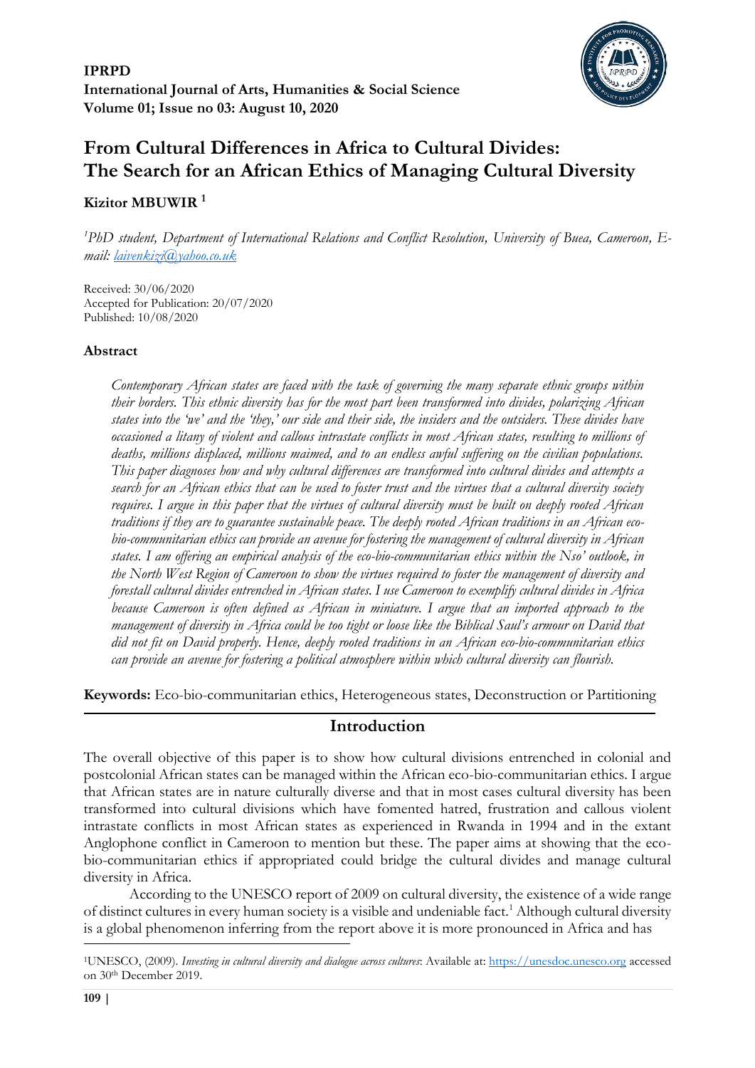**IPRPD**
**International Journal of Arts, Humanities & Social Science**
**Volume 01; Issue no 03: August 10, 2020**

# From Cultural Differences in Africa to Cultural Divides: The Search for an African Ethics of Managing Cultural Diversity

**Kizitor MBUWIR [1]**

*[1]PhD student, Department of International Relations and Conflict Resolution, University of Buea, Cameroon, E-mail: laivenkizi@yahoo.co.uk*

Received: 30/06/2020
Accepted for Publication: 20/07/2020
Published: 10/08/2020

## Abstract

*Contemporary African states are faced with the task of governing the many separate ethnic groups within their borders. This ethnic diversity has for the most part been transformed into divides, polarizing African states into the 'we' and the 'they,' our side and their side, the insiders and the outsiders. These divides have occasioned a litany of violent and callous intrastate conflicts in most African states, resulting to millions of deaths, millions displaced, millions maimed, and to an endless awful suffering on the civilian populations. This paper diagnoses how and why cultural differences are transformed into cultural divides and attempts a search for an African ethics that can be used to foster trust and the virtues that a cultural diversity society requires. I argue in this paper that the virtues of cultural diversity must be built on deeply rooted African traditions if they are to guarantee sustainable peace. The deeply rooted African traditions in an African eco-bio-communitarian ethics can provide an avenue for fostering the management of cultural diversity in African states. I am offering an empirical analysis of the eco-bio-communitarian ethics within the Nso' outlook, in the North West Region of Cameroon to show the virtues required to foster the management of diversity and forestall cultural divides entrenched in African states. I use Cameroon to exemplify cultural divides in Africa because Cameroon is often defined as African in miniature. I argue that an imported approach to the management of diversity in Africa could be too tight or loose like the Biblical Saul's armour on David that did not fit on David properly. Hence, deeply rooted traditions in an African eco-bio-communitarian ethics can provide an avenue for fostering a political atmosphere within which cultural diversity can flourish.*

**Keywords:** Eco-bio-communitarian ethics, Heterogeneous states, Deconstruction or Partitioning

## Introduction

The overall objective of this paper is to show how cultural divisions entrenched in colonial and postcolonial African states can be managed within the African eco-bio-communitarian ethics. I argue that African states are in nature culturally diverse and that in most cases cultural diversity has been transformed into cultural divisions which have fomented hatred, frustration and callous violent intrastate conflicts in most African states as experienced in Rwanda in 1994 and in the extant Anglophone conflict in Cameroon to mention but these. The paper aims at showing that the eco-bio-communitarian ethics if appropriated could bridge the cultural divides and manage cultural diversity in Africa.

According to the UNESCO report of 2009 on cultural diversity, the existence of a wide range of distinct cultures in every human society is a visible and undeniable fact.[1] Although cultural diversity is a global phenomenon inferring from the report above it is more pronounced in Africa and has

[1] UNESCO, (2009). *Investing in cultural diversity and dialogue across cultures*: Available at: https://unesdoc.unesco.org accessed on 30th December 2019.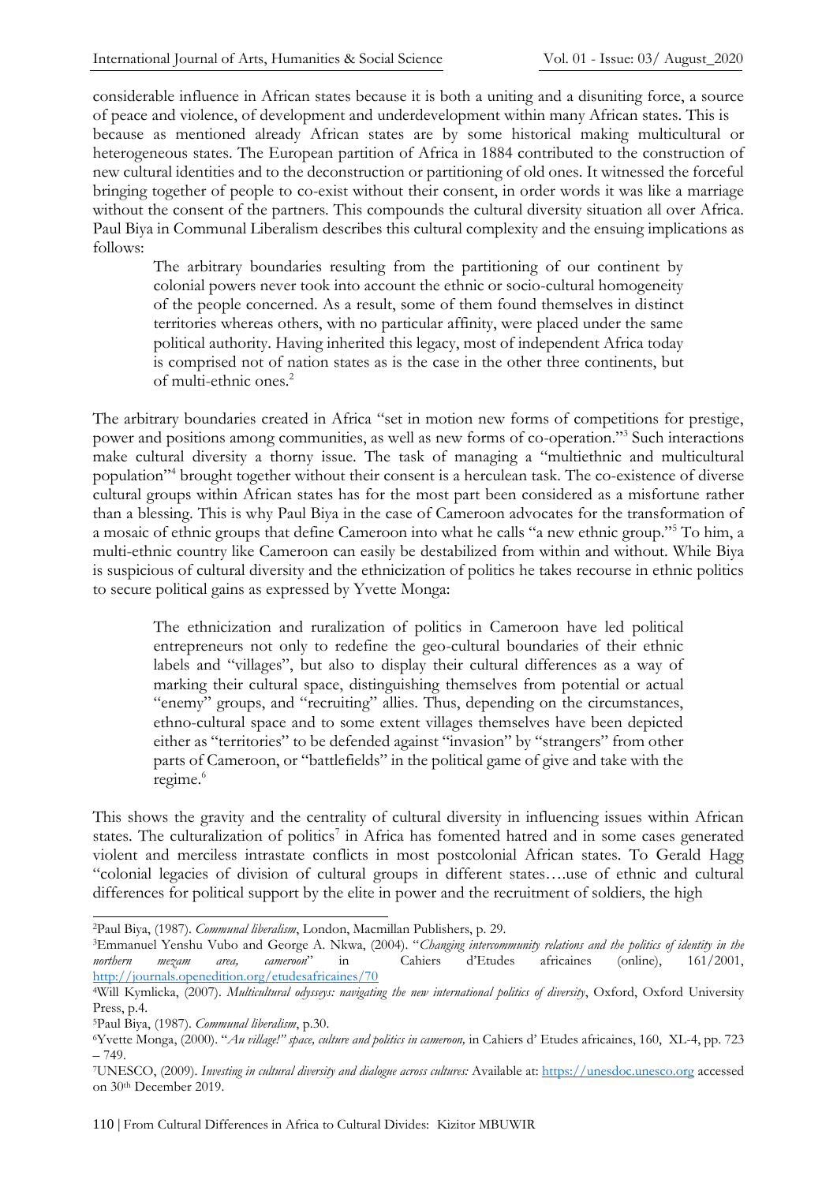considerable influence in African states because it is both a uniting and a disuniting force, a source of peace and violence, of development and underdevelopment within many African states. This is because as mentioned already African states are by some historical making multicultural or heterogeneous states. The European partition of Africa in 1884 contributed to the construction of new cultural identities and to the deconstruction or partitioning of old ones. It witnessed the forceful bringing together of people to co-exist without their consent, in order words it was like a marriage without the consent of the partners. This compounds the cultural diversity situation all over Africa. Paul Biya in Communal Liberalism describes this cultural complexity and the ensuing implications as follows:

> The arbitrary boundaries resulting from the partitioning of our continent by colonial powers never took into account the ethnic or socio-cultural homogeneity of the people concerned. As a result, some of them found themselves in distinct territories whereas others, with no particular affinity, were placed under the same political authority. Having inherited this legacy, most of independent Africa today is comprised not of nation states as is the case in the other three continents, but of multi-ethnic ones.[2]

The arbitrary boundaries created in Africa "set in motion new forms of competitions for prestige, power and positions among communities, as well as new forms of co-operation."[3] Such interactions make cultural diversity a thorny issue. The task of managing a "multiethnic and multicultural population"[4] brought together without their consent is a herculean task. The co-existence of diverse cultural groups within African states has for the most part been considered as a misfortune rather than a blessing. This is why Paul Biya in the case of Cameroon advocates for the transformation of a mosaic of ethnic groups that define Cameroon into what he calls "a new ethnic group."[5] To him, a multi-ethnic country like Cameroon can easily be destabilized from within and without. While Biya is suspicious of cultural diversity and the ethnicization of politics he takes recourse in ethnic politics to secure political gains as expressed by Yvette Monga:

> The ethnicization and ruralization of politics in Cameroon have led political entrepreneurs not only to redefine the geo-cultural boundaries of their ethnic labels and "villages", but also to display their cultural differences as a way of marking their cultural space, distinguishing themselves from potential or actual "enemy" groups, and "recruiting" allies. Thus, depending on the circumstances, ethno-cultural space and to some extent villages themselves have been depicted either as "territories" to be defended against "invasion" by "strangers" from other parts of Cameroon, or "battlefields" in the political game of give and take with the regime.[6]

This shows the gravity and the centrality of cultural diversity in influencing issues within African states. The culturalization of politics[7] in Africa has fomented hatred and in some cases generated violent and merciless intrastate conflicts in most postcolonial African states. To Gerald Hagg "colonial legacies of division of cultural groups in different states….use of ethnic and cultural differences for political support by the elite in power and the recruitment of soldiers, the high

---

[2]Paul Biya, (1987). *Communal liberalism*, London, Macmillan Publishers, p. 29.

[3]Emmanuel Yenshu Vubo and George A. Nkwa, (2004). "*Changing intercommunity relations and the politics of identity in the northern mezam area, cameroon*" in Cahiers d'Etudes africaines (online), 161/2001, http://journals.openedition.org/etudesafricaines/70

[4]Will Kymlicka, (2007). *Multicultural odysseys: navigating the new international politics of diversity*, Oxford, Oxford University Press, p.4.

[5]Paul Biya, (1987). *Communal liberalism*, p.30.

[6]Yvette Monga, (2000). "*Au village!" space, culture and politics in cameroon,* in Cahiers d' Etudes africaines, 160, XL-4, pp. 723 – 749.

[7]UNESCO, (2009). *Investing in cultural diversity and dialogue across cultures:* Available at: https://unesdoc.unesco.org accessed on 30th December 2019.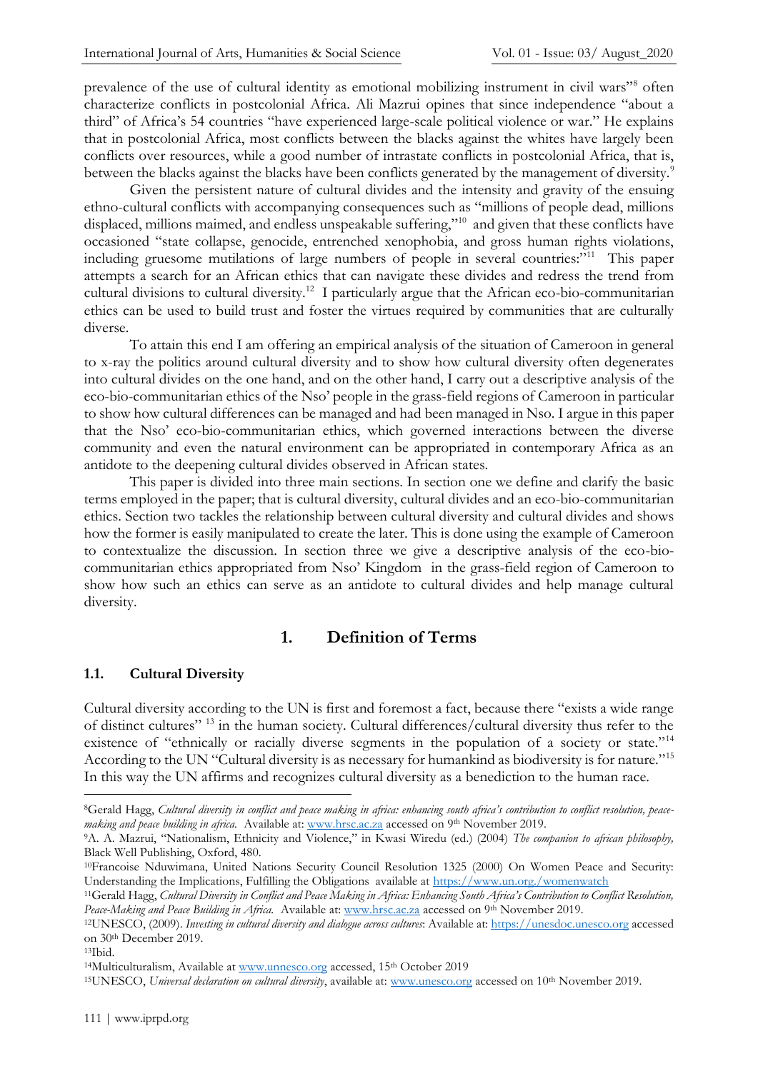prevalence of the use of cultural identity as emotional mobilizing instrument in civil wars"[8] often characterize conflicts in postcolonial Africa. Ali Mazrui opines that since independence "about a third" of Africa's 54 countries "have experienced large-scale political violence or war." He explains that in postcolonial Africa, most conflicts between the blacks against the whites have largely been conflicts over resources, while a good number of intrastate conflicts in postcolonial Africa, that is, between the blacks against the blacks have been conflicts generated by the management of diversity.[9]

Given the persistent nature of cultural divides and the intensity and gravity of the ensuing ethno-cultural conflicts with accompanying consequences such as "millions of people dead, millions displaced, millions maimed, and endless unspeakable suffering,"[10] and given that these conflicts have occasioned "state collapse, genocide, entrenched xenophobia, and gross human rights violations, including gruesome mutilations of large numbers of people in several countries:"[11] This paper attempts a search for an African ethics that can navigate these divides and redress the trend from cultural divisions to cultural diversity.[12] I particularly argue that the African eco-bio-communitarian ethics can be used to build trust and foster the virtues required by communities that are culturally diverse.

To attain this end I am offering an empirical analysis of the situation of Cameroon in general to x-ray the politics around cultural diversity and to show how cultural diversity often degenerates into cultural divides on the one hand, and on the other hand, I carry out a descriptive analysis of the eco-bio-communitarian ethics of the Nso' people in the grass-field regions of Cameroon in particular to show how cultural differences can be managed and had been managed in Nso. I argue in this paper that the Nso' eco-bio-communitarian ethics, which governed interactions between the diverse community and even the natural environment can be appropriated in contemporary Africa as an antidote to the deepening cultural divides observed in African states.

This paper is divided into three main sections. In section one we define and clarify the basic terms employed in the paper; that is cultural diversity, cultural divides and an eco-bio-communitarian ethics. Section two tackles the relationship between cultural diversity and cultural divides and shows how the former is easily manipulated to create the later. This is done using the example of Cameroon to contextualize the discussion. In section three we give a descriptive analysis of the eco-bio-communitarian ethics appropriated from Nso' Kingdom in the grass-field region of Cameroon to show how such an ethics can serve as an antidote to cultural divides and help manage cultural diversity.

## 1. Definition of Terms

### 1.1. Cultural Diversity

Cultural diversity according to the UN is first and foremost a fact, because there "exists a wide range of distinct cultures" [13] in the human society. Cultural differences/cultural diversity thus refer to the existence of "ethnically or racially diverse segments in the population of a society or state."[14] According to the UN "Cultural diversity is as necessary for humankind as biodiversity is for nature."[15] In this way the UN affirms and recognizes cultural diversity as a benediction to the human race.

---

[8]Gerald Hagg, *Cultural diversity in conflict and peace making in africa: enhancing south africa's contribution to conflict resolution, peace-making and peace building in africa.* Available at: www.hrsc.ac.za accessed on 9th November 2019.

[9]A. A. Mazrui, "Nationalism, Ethnicity and Violence," in Kwasi Wiredu (ed.) (2004) *The companion to african philosophy,* Black Well Publishing, Oxford, 480.

[10]Francoise Nduwimana, United Nations Security Council Resolution 1325 (2000) On Women Peace and Security: Understanding the Implications, Fulfilling the Obligations available at https://www.un.org./womenwatch

[11]Gerald Hagg, *Cultural Diversity in Conflict and Peace Making in Africa: Enhancing South Africa's Contribution to Conflict Resolution, Peace-Making and Peace Building in Africa.* Available at: www.hrsc.ac.za accessed on 9th November 2019.

[12]UNESCO, (2009). *Investing in cultural diversity and dialogue across cultures*: Available at: https://unesdoc.unesco.org accessed on 30th December 2019.

[13]Ibid.

[14]Multiculturalism, Available at www.unnesco.org accessed, 15th October 2019

[15]UNESCO, *Universal declaration on cultural diversity*, available at: www.unesco.org accessed on 10th November 2019.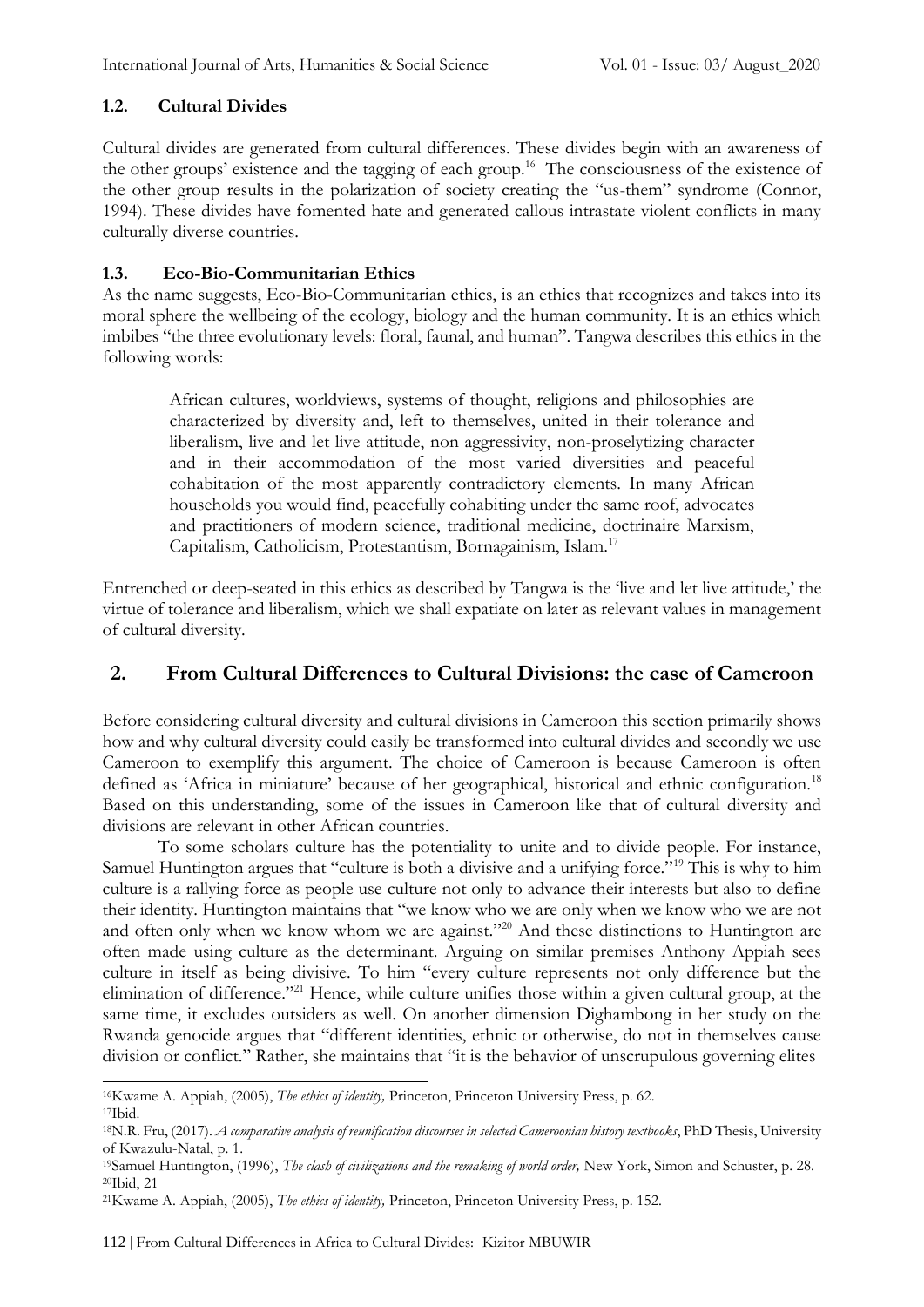### 1.2. Cultural Divides

Cultural divides are generated from cultural differences. These divides begin with an awareness of the other groups' existence and the tagging of each group.[16] The consciousness of the existence of the other group results in the polarization of society creating the "us-them" syndrome (Connor, 1994). These divides have fomented hate and generated callous intrastate violent conflicts in many culturally diverse countries.

### 1.3. Eco-Bio-Communitarian Ethics

As the name suggests, Eco-Bio-Communitarian ethics, is an ethics that recognizes and takes into its moral sphere the wellbeing of the ecology, biology and the human community. It is an ethics which imbibes "the three evolutionary levels: floral, faunal, and human". Tangwa describes this ethics in the following words:

> African cultures, worldviews, systems of thought, religions and philosophies are characterized by diversity and, left to themselves, united in their tolerance and liberalism, live and let live attitude, non aggressivity, non-proselytizing character and in their accommodation of the most varied diversities and peaceful cohabitation of the most apparently contradictory elements. In many African households you would find, peacefully cohabiting under the same roof, advocates and practitioners of modern science, traditional medicine, doctrinaire Marxism, Capitalism, Catholicism, Protestantism, Bornagainism, Islam.[17]

Entrenched or deep-seated in this ethics as described by Tangwa is the 'live and let live attitude,' the virtue of tolerance and liberalism, which we shall expatiate on later as relevant values in management of cultural diversity.

## 2. From Cultural Differences to Cultural Divisions: the case of Cameroon

Before considering cultural diversity and cultural divisions in Cameroon this section primarily shows how and why cultural diversity could easily be transformed into cultural divides and secondly we use Cameroon to exemplify this argument. The choice of Cameroon is because Cameroon is often defined as 'Africa in miniature' because of her geographical, historical and ethnic configuration.[18] Based on this understanding, some of the issues in Cameroon like that of cultural diversity and divisions are relevant in other African countries.

To some scholars culture has the potentiality to unite and to divide people. For instance, Samuel Huntington argues that "culture is both a divisive and a unifying force."[19] This is why to him culture is a rallying force as people use culture not only to advance their interests but also to define their identity. Huntington maintains that "we know who we are only when we know who we are not and often only when we know whom we are against."[20] And these distinctions to Huntington are often made using culture as the determinant. Arguing on similar premises Anthony Appiah sees culture in itself as being divisive. To him "every culture represents not only difference but the elimination of difference."[21] Hence, while culture unifies those within a given cultural group, at the same time, it excludes outsiders as well. On another dimension Dighambong in her study on the Rwanda genocide argues that "different identities, ethnic or otherwise, do not in themselves cause division or conflict." Rather, she maintains that "it is the behavior of unscrupulous governing elites

---

[16] Kwame A. Appiah, (2005), *The ethics of identity,* Princeton, Princeton University Press, p. 62.

[17] Ibid.

[18] N.R. Fru, (2017). *A comparative analysis of reunification discourses in selected Cameroonian history textbooks*, PhD Thesis, University of Kwazulu-Natal, p. 1.

[19] Samuel Huntington, (1996), *The clash of civilizations and the remaking of world order,* New York, Simon and Schuster, p. 28.

[20] Ibid, 21

[21] Kwame A. Appiah, (2005), *The ethics of identity,* Princeton, Princeton University Press, p. 152.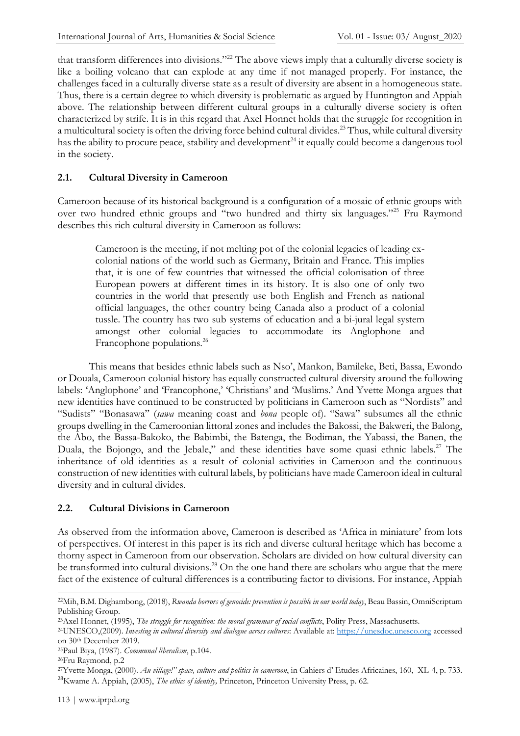that transform differences into divisions."[22] The above views imply that a culturally diverse society is like a boiling volcano that can explode at any time if not managed properly. For instance, the challenges faced in a culturally diverse state as a result of diversity are absent in a homogeneous state. Thus, there is a certain degree to which diversity is problematic as argued by Huntington and Appiah above. The relationship between different cultural groups in a culturally diverse society is often characterized by strife. It is in this regard that Axel Honnet holds that the struggle for recognition in a multicultural society is often the driving force behind cultural divides.[23] Thus, while cultural diversity has the ability to procure peace, stability and development[24] it equally could become a dangerous tool in the society.

### 2.1. Cultural Diversity in Cameroon

Cameroon because of its historical background is a configuration of a mosaic of ethnic groups with over two hundred ethnic groups and "two hundred and thirty six languages."[25] Fru Raymond describes this rich cultural diversity in Cameroon as follows:

> Cameroon is the meeting, if not melting pot of the colonial legacies of leading ex-colonial nations of the world such as Germany, Britain and France. This implies that, it is one of few countries that witnessed the official colonisation of three European powers at different times in its history. It is also one of only two countries in the world that presently use both English and French as national official languages, the other country being Canada also a product of a colonial tussle. The country has two sub systems of education and a bi-jural legal system amongst other colonial legacies to accommodate its Anglophone and Francophone populations.[26]

This means that besides ethnic labels such as Nso', Mankon, Bamileke, Beti, Bassa, Ewondo or Douala, Cameroon colonial history has equally constructed cultural diversity around the following labels: 'Anglophone' and 'Francophone,' 'Christians' and 'Muslims.' And Yvette Monga argues that new identities have continued to be constructed by politicians in Cameroon such as "Nordists" and "Sudists" "Bonasawa" (*sawa* meaning coast and *bona* people of). "Sawa" subsumes all the ethnic groups dwelling in the Cameroonian littoral zones and includes the Bakossi, the Bakweri, the Balong, the Abo, the Bassa-Bakoko, the Babimbi, the Batenga, the Bodiman, the Yabassi, the Banen, the Duala, the Bojongo, and the Jebale," and these identities have some quasi ethnic labels.[27] The inheritance of old identities as a result of colonial activities in Cameroon and the continuous construction of new identities with cultural labels, by politicians have made Cameroon ideal in cultural diversity and in cultural divides.

### 2.2. Cultural Divisions in Cameroon

As observed from the information above, Cameroon is described as 'Africa in miniature' from lots of perspectives. Of interest in this paper is its rich and diverse cultural heritage which has become a thorny aspect in Cameroon from our observation. Scholars are divided on how cultural diversity can be transformed into cultural divisions.[28] On the one hand there are scholars who argue that the mere fact of the existence of cultural differences is a contributing factor to divisions. For instance, Appiah

---

[22] Mih, B.M. Dighambong, (2018), *Rwanda horrors of genocide: prevention is possible in our world today*, Beau Bassin, OmniScriptum Publishing Group.

[23] Axel Honnet, (1995), *The struggle for recognition: the moral grammar of social conflicts*, Polity Press, Massachusetts.

[24] UNESCO,(2009). *Investing in cultural diversity and dialogue across cultures*: Available at: https://unesdoc.unesco.org accessed on 30th December 2019.

[25] Paul Biya, (1987). *Communal liberalism*, p.104.

[26] Fru Raymond, p.2

[27] Yvette Monga, (2000). *Au village!" space, culture and politics in cameroon*, in Cahiers d' Etudes Africaines, 160, XL-4, p. 733.

[28] Kwame A. Appiah, (2005), *The ethics of identity,* Princeton, Princeton University Press, p. 62.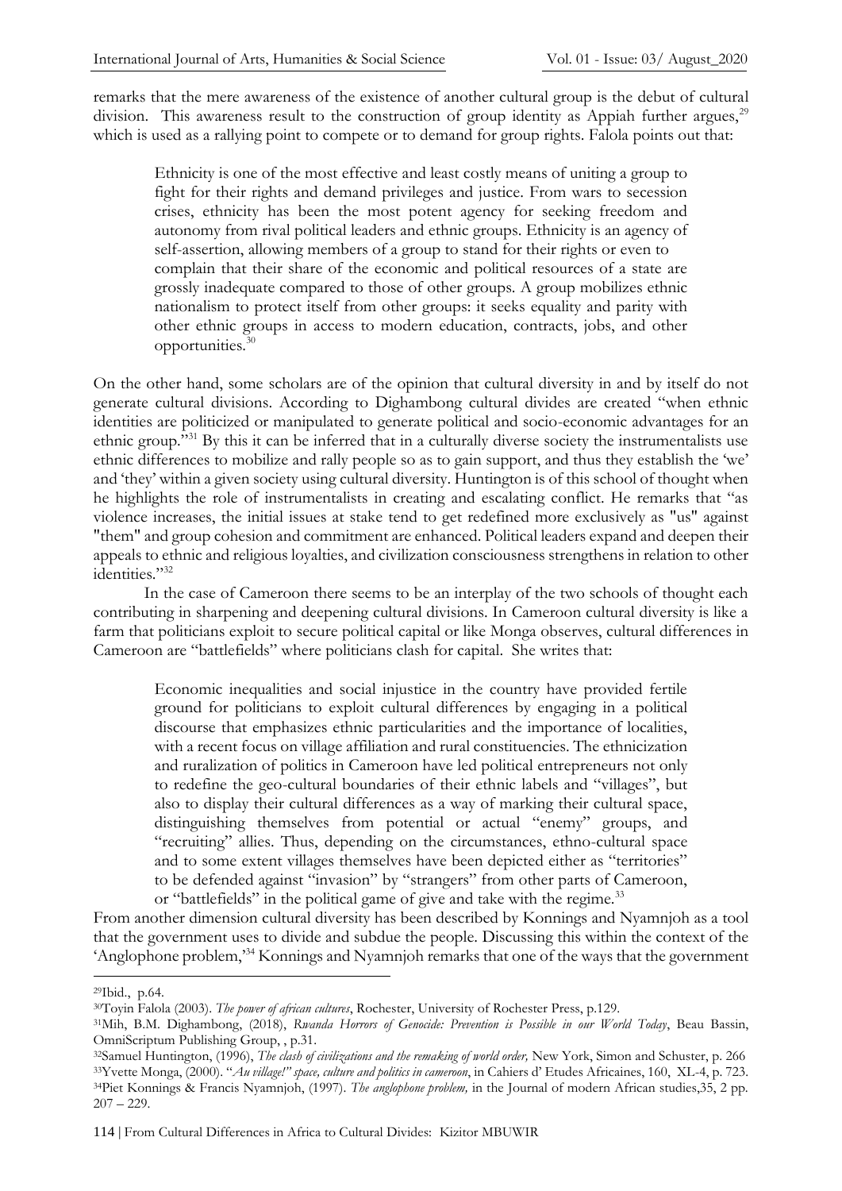remarks that the mere awareness of the existence of another cultural group is the debut of cultural division. This awareness result to the construction of group identity as Appiah further argues,[29] which is used as a rallying point to compete or to demand for group rights. Falola points out that:

> Ethnicity is one of the most effective and least costly means of uniting a group to fight for their rights and demand privileges and justice. From wars to secession crises, ethnicity has been the most potent agency for seeking freedom and autonomy from rival political leaders and ethnic groups. Ethnicity is an agency of self-assertion, allowing members of a group to stand for their rights or even to complain that their share of the economic and political resources of a state are grossly inadequate compared to those of other groups. A group mobilizes ethnic nationalism to protect itself from other groups: it seeks equality and parity with other ethnic groups in access to modern education, contracts, jobs, and other opportunities.[30]

On the other hand, some scholars are of the opinion that cultural diversity in and by itself do not generate cultural divisions. According to Dighambong cultural divides are created "when ethnic identities are politicized or manipulated to generate political and socio-economic advantages for an ethnic group."[31] By this it can be inferred that in a culturally diverse society the instrumentalists use ethnic differences to mobilize and rally people so as to gain support, and thus they establish the 'we' and 'they' within a given society using cultural diversity. Huntington is of this school of thought when he highlights the role of instrumentalists in creating and escalating conflict. He remarks that "as violence increases, the initial issues at stake tend to get redefined more exclusively as "us" against "them" and group cohesion and commitment are enhanced. Political leaders expand and deepen their appeals to ethnic and religious loyalties, and civilization consciousness strengthens in relation to other identities."[32]

In the case of Cameroon there seems to be an interplay of the two schools of thought each contributing in sharpening and deepening cultural divisions. In Cameroon cultural diversity is like a farm that politicians exploit to secure political capital or like Monga observes, cultural differences in Cameroon are "battlefields" where politicians clash for capital. She writes that:

> Economic inequalities and social injustice in the country have provided fertile ground for politicians to exploit cultural differences by engaging in a political discourse that emphasizes ethnic particularities and the importance of localities, with a recent focus on village affiliation and rural constituencies. The ethnicization and ruralization of politics in Cameroon have led political entrepreneurs not only to redefine the geo-cultural boundaries of their ethnic labels and "villages", but also to display their cultural differences as a way of marking their cultural space, distinguishing themselves from potential or actual "enemy" groups, and "recruiting" allies. Thus, depending on the circumstances, ethno-cultural space and to some extent villages themselves have been depicted either as "territories" to be defended against "invasion" by "strangers" from other parts of Cameroon, or "battlefields" in the political game of give and take with the regime.[33]

From another dimension cultural diversity has been described by Konnings and Nyamnjoh as a tool that the government uses to divide and subdue the people. Discussing this within the context of the 'Anglophone problem,'[34] Konnings and Nyamnjoh remarks that one of the ways that the government

---

[29] Ibid., p.64.

[30] Toyin Falola (2003). *The power of african cultures*, Rochester, University of Rochester Press, p.129.

[31] Mih, B.M. Dighambong, (2018), *Rwanda Horrors of Genocide: Prevention is Possible in our World Today*, Beau Bassin, OmniScriptum Publishing Group, , p.31.

[32] Samuel Huntington, (1996), *The clash of civilizations and the remaking of world order,* New York, Simon and Schuster, p. 266

[33] Yvette Monga, (2000). "*Au village!" space, culture and politics in cameroon*, in Cahiers d' Etudes Africaines, 160, XL-4, p. 723.

[34] Piet Konnings & Francis Nyamnjoh, (1997). *The anglophone problem,* in the Journal of modern African studies,35, 2 pp. 207 – 229.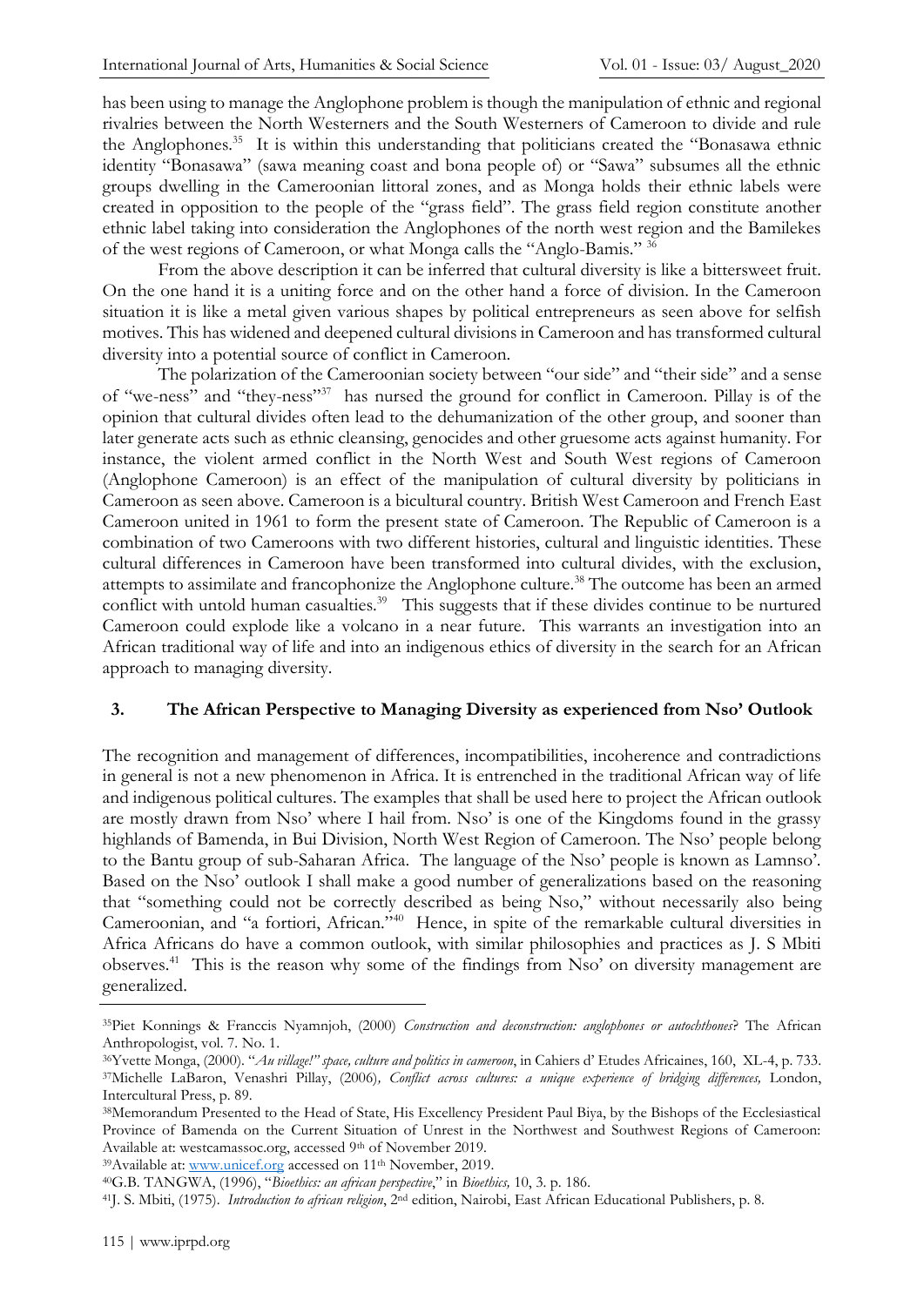has been using to manage the Anglophone problem is though the manipulation of ethnic and regional rivalries between the North Westerners and the South Westerners of Cameroon to divide and rule the Anglophones.[35] It is within this understanding that politicians created the "Bonasawa ethnic identity "Bonasawa" (sawa meaning coast and bona people of) or "Sawa" subsumes all the ethnic groups dwelling in the Cameroonian littoral zones, and as Monga holds their ethnic labels were created in opposition to the people of the "grass field". The grass field region constitute another ethnic label taking into consideration the Anglophones of the north west region and the Bamilekes of the west regions of Cameroon, or what Monga calls the "Anglo-Bamis." [36]

From the above description it can be inferred that cultural diversity is like a bittersweet fruit. On the one hand it is a uniting force and on the other hand a force of division. In the Cameroon situation it is like a metal given various shapes by political entrepreneurs as seen above for selfish motives. This has widened and deepened cultural divisions in Cameroon and has transformed cultural diversity into a potential source of conflict in Cameroon.

The polarization of the Cameroonian society between "our side" and "their side" and a sense of "we-ness" and "they-ness"[37] has nursed the ground for conflict in Cameroon. Pillay is of the opinion that cultural divides often lead to the dehumanization of the other group, and sooner than later generate acts such as ethnic cleansing, genocides and other gruesome acts against humanity. For instance, the violent armed conflict in the North West and South West regions of Cameroon (Anglophone Cameroon) is an effect of the manipulation of cultural diversity by politicians in Cameroon as seen above. Cameroon is a bicultural country. British West Cameroon and French East Cameroon united in 1961 to form the present state of Cameroon. The Republic of Cameroon is a combination of two Cameroons with two different histories, cultural and linguistic identities. These cultural differences in Cameroon have been transformed into cultural divides, with the exclusion, attempts to assimilate and francophonize the Anglophone culture.[38] The outcome has been an armed conflict with untold human casualties.[39] This suggests that if these divides continue to be nurtured Cameroon could explode like a volcano in a near future. This warrants an investigation into an African traditional way of life and into an indigenous ethics of diversity in the search for an African approach to managing diversity.

## 3. The African Perspective to Managing Diversity as experienced from Nso' Outlook

The recognition and management of differences, incompatibilities, incoherence and contradictions in general is not a new phenomenon in Africa. It is entrenched in the traditional African way of life and indigenous political cultures. The examples that shall be used here to project the African outlook are mostly drawn from Nso' where I hail from. Nso' is one of the Kingdoms found in the grassy highlands of Bamenda, in Bui Division, North West Region of Cameroon. The Nso' people belong to the Bantu group of sub-Saharan Africa. The language of the Nso' people is known as Lamnso'. Based on the Nso' outlook I shall make a good number of generalizations based on the reasoning that "something could not be correctly described as being Nso," without necessarily also being Cameroonian, and "a fortiori, African."[40] Hence, in spite of the remarkable cultural diversities in Africa Africans do have a common outlook, with similar philosophies and practices as J. S Mbiti observes.[41] This is the reason why some of the findings from Nso' on diversity management are generalized.

---

[35]Piet Konnings & Franccis Nyamnjoh, (2000) *Construction and deconstruction: anglophones or autochthones*? The African Anthropologist, vol. 7. No. 1.

[36]Yvette Monga, (2000). "*Au village!" space, culture and politics in cameroon*, in Cahiers d' Etudes Africaines, 160, XL-4, p. 733.

[37]Michelle LaBaron, Venashri Pillay, (2006)*, Conflict across cultures: a unique experience of bridging differences,* London, Intercultural Press, p. 89.

[38]Memorandum Presented to the Head of State, His Excellency President Paul Biya, by the Bishops of the Ecclesiastical Province of Bamenda on the Current Situation of Unrest in the Northwest and Southwest Regions of Cameroon: Available at: westcamassoc.org, accessed 9th of November 2019.

[39]Available at: www.unicef.org accessed on 11th November, 2019.

[40]G.B. TANGWA, (1996), "*Bioethics: an african perspective*," in *Bioethics,* 10, 3. p. 186.

[41]J. S. Mbiti, (1975). *Introduction to african religion*, 2nd edition, Nairobi, East African Educational Publishers, p. 8.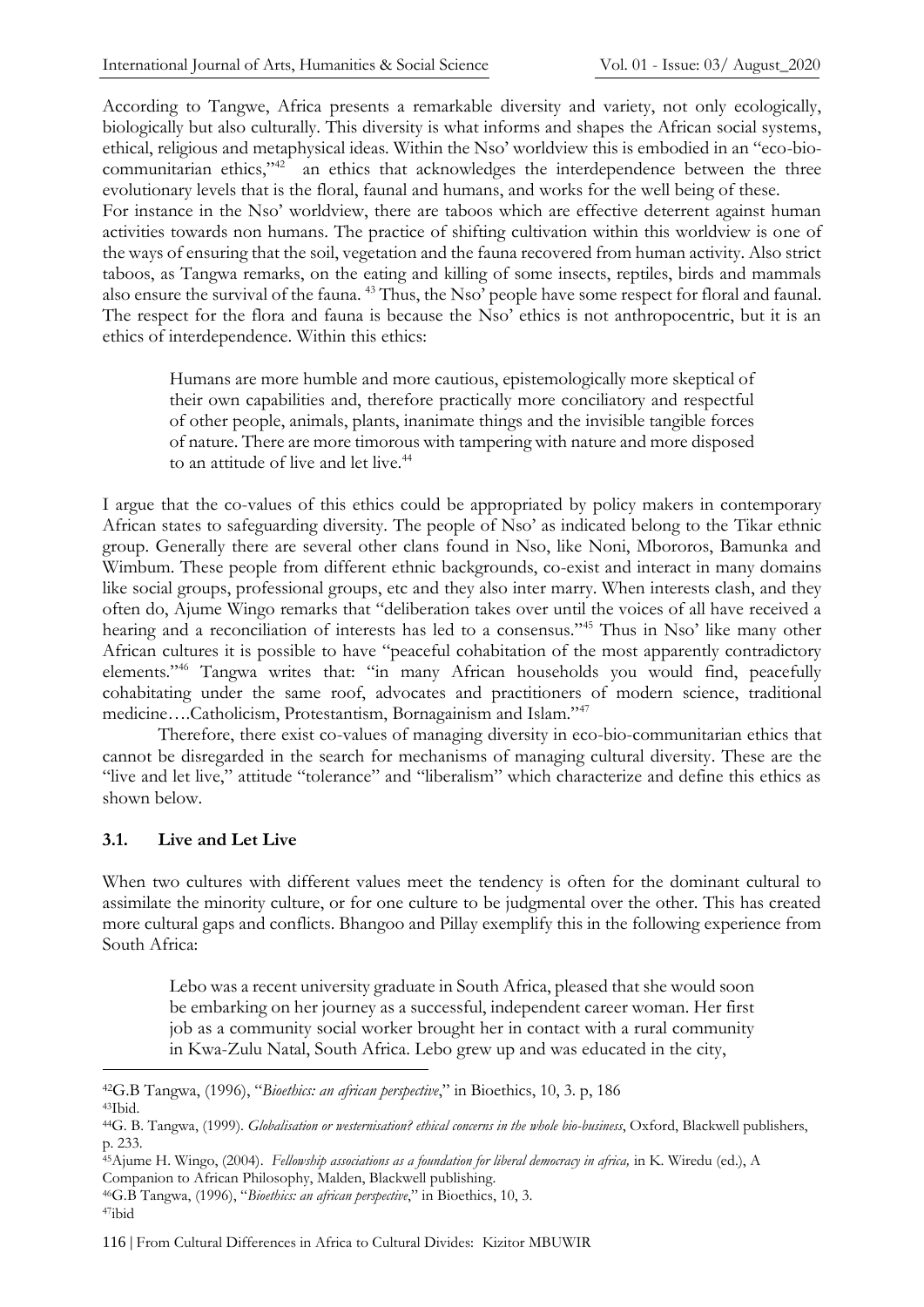According to Tangwe, Africa presents a remarkable diversity and variety, not only ecologically, biologically but also culturally. This diversity is what informs and shapes the African social systems, ethical, religious and metaphysical ideas. Within the Nso' worldview this is embodied in an "eco-bio-communitarian ethics,"[42] an ethics that acknowledges the interdependence between the three evolutionary levels that is the floral, faunal and humans, and works for the well being of these.

For instance in the Nso' worldview, there are taboos which are effective deterrent against human activities towards non humans. The practice of shifting cultivation within this worldview is one of the ways of ensuring that the soil, vegetation and the fauna recovered from human activity. Also strict taboos, as Tangwa remarks, on the eating and killing of some insects, reptiles, birds and mammals also ensure the survival of the fauna. [43] Thus, the Nso' people have some respect for floral and faunal. The respect for the flora and fauna is because the Nso' ethics is not anthropocentric, but it is an ethics of interdependence. Within this ethics:

> Humans are more humble and more cautious, epistemologically more skeptical of their own capabilities and, therefore practically more conciliatory and respectful of other people, animals, plants, inanimate things and the invisible tangible forces of nature. There are more timorous with tampering with nature and more disposed to an attitude of live and let live.[44]

I argue that the co-values of this ethics could be appropriated by policy makers in contemporary African states to safeguarding diversity. The people of Nso' as indicated belong to the Tikar ethnic group. Generally there are several other clans found in Nso, like Noni, Mbororos, Bamunka and Wimbum. These people from different ethnic backgrounds, co-exist and interact in many domains like social groups, professional groups, etc and they also inter marry. When interests clash, and they often do, Ajume Wingo remarks that "deliberation takes over until the voices of all have received a hearing and a reconciliation of interests has led to a consensus."[45] Thus in Nso' like many other African cultures it is possible to have "peaceful cohabitation of the most apparently contradictory elements."[46] Tangwa writes that: "in many African households you would find, peacefully cohabitating under the same roof, advocates and practitioners of modern science, traditional medicine….Catholicism, Protestantism, Bornagainism and Islam."[47]

Therefore, there exist co-values of managing diversity in eco-bio-communitarian ethics that cannot be disregarded in the search for mechanisms of managing cultural diversity. These are the "live and let live," attitude "tolerance" and "liberalism" which characterize and define this ethics as shown below.

### 3.1. Live and Let Live

When two cultures with different values meet the tendency is often for the dominant cultural to assimilate the minority culture, or for one culture to be judgmental over the other. This has created more cultural gaps and conflicts. Bhangoo and Pillay exemplify this in the following experience from South Africa:

> Lebo was a recent university graduate in South Africa, pleased that she would soon be embarking on her journey as a successful, independent career woman. Her first job as a community social worker brought her in contact with a rural community in Kwa-Zulu Natal, South Africa. Lebo grew up and was educated in the city,

---

[42] G.B Tangwa, (1996), "*Bioethics: an african perspective*," in Bioethics, 10, 3. p, 186

[43] Ibid.

[44] G. B. Tangwa, (1999). *Globalisation or westernisation? ethical concerns in the whole bio-business*, Oxford, Blackwell publishers, p. 233.

[45] Ajume H. Wingo, (2004). *Fellowship associations as a foundation for liberal democracy in africa,* in K. Wiredu (ed.), A Companion to African Philosophy, Malden, Blackwell publishing.

[46] G.B Tangwa, (1996), "*Bioethics: an african perspective*," in Bioethics, 10, 3.

[47] ibid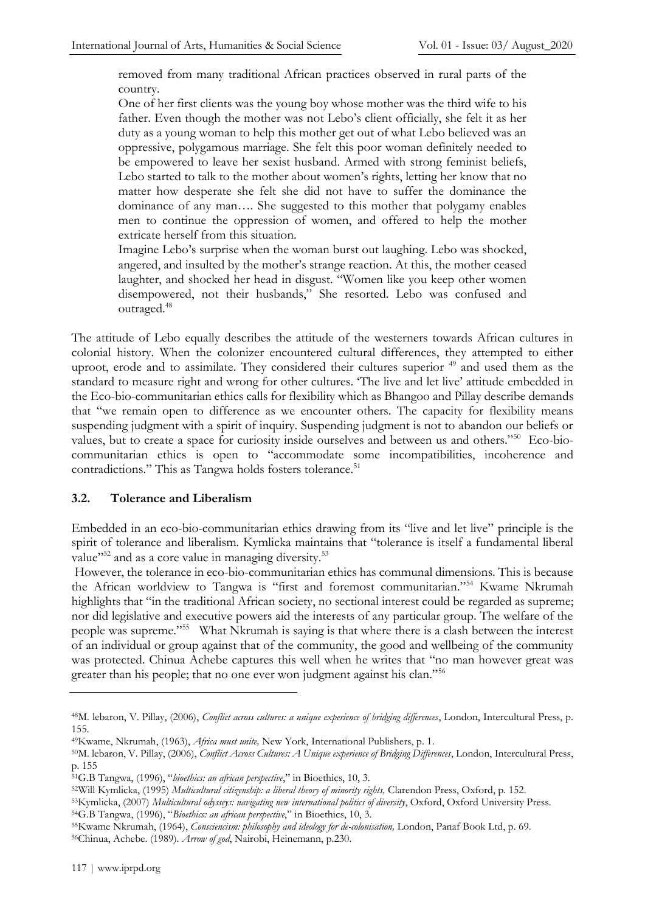removed from many traditional African practices observed in rural parts of the country.

One of her first clients was the young boy whose mother was the third wife to his father. Even though the mother was not Lebo's client officially, she felt it as her duty as a young woman to help this mother get out of what Lebo believed was an oppressive, polygamous marriage. She felt this poor woman definitely needed to be empowered to leave her sexist husband. Armed with strong feminist beliefs, Lebo started to talk to the mother about women's rights, letting her know that no matter how desperate she felt she did not have to suffer the dominance the dominance of any man…. She suggested to this mother that polygamy enables men to continue the oppression of women, and offered to help the mother extricate herself from this situation.

Imagine Lebo's surprise when the woman burst out laughing. Lebo was shocked, angered, and insulted by the mother's strange reaction. At this, the mother ceased laughter, and shocked her head in disgust. "Women like you keep other women disempowered, not their husbands," She resorted. Lebo was confused and outraged.[48]

The attitude of Lebo equally describes the attitude of the westerners towards African cultures in colonial history. When the colonizer encountered cultural differences, they attempted to either uproot, erode and to assimilate. They considered their cultures superior [49] and used them as the standard to measure right and wrong for other cultures. 'The live and let live' attitude embedded in the Eco-bio-communitarian ethics calls for flexibility which as Bhangoo and Pillay describe demands that "we remain open to difference as we encounter others. The capacity for flexibility means suspending judgment with a spirit of inquiry. Suspending judgment is not to abandon our beliefs or values, but to create a space for curiosity inside ourselves and between us and others."[50] Eco-bio-communitarian ethics is open to "accommodate some incompatibilities, incoherence and contradictions." This as Tangwa holds fosters tolerance.[51]

### 3.2. Tolerance and Liberalism

Embedded in an eco-bio-communitarian ethics drawing from its "live and let live" principle is the spirit of tolerance and liberalism. Kymlicka maintains that "tolerance is itself a fundamental liberal value"[52] and as a core value in managing diversity.[53]

However, the tolerance in eco-bio-communitarian ethics has communal dimensions. This is because the African worldview to Tangwa is "first and foremost communitarian."[54] Kwame Nkrumah highlights that "in the traditional African society, no sectional interest could be regarded as supreme; nor did legislative and executive powers aid the interests of any particular group. The welfare of the people was supreme."[55] What Nkrumah is saying is that where there is a clash between the interest of an individual or group against that of the community, the good and wellbeing of the community was protected. Chinua Achebe captures this well when he writes that "no man however great was greater than his people; that no one ever won judgment against his clan."[56]

---

[48]M. lebaron, V. Pillay, (2006), *Conflict across cultures: a unique experience of bridging differences*, London, Intercultural Press, p. 155.

[49]Kwame, Nkrumah, (1963), *Africa must unite,* New York, International Publishers, p. 1.

[50]M. lebaron, V. Pillay, (2006), *Conflict Across Cultures: A Unique experience of Bridging Differences*, London, Intercultural Press, p. 155

[51]G.B Tangwa, (1996), "*bioethics: an african perspective*," in Bioethics, 10, 3.

[52]Will Kymlicka, (1995) *Multicultural citizenship: a liberal theory of minority rights,* Clarendon Press, Oxford, p. 152.

[53]Kymlicka, (2007) *Multicultural odysseys: navigating new international politics of diversity*, Oxford, Oxford University Press.

[54]G.B Tangwa, (1996), "*Bioethics: an african perspective*," in Bioethics, 10, 3.

[55]Kwame Nkrumah, (1964), *Consciencism: philosophy and ideology for de-colonisation,* London, Panaf Book Ltd, p. 69.

[56]Chinua, Achebe. (1989). *Arrow of god*, Nairobi, Heinemann, p.230.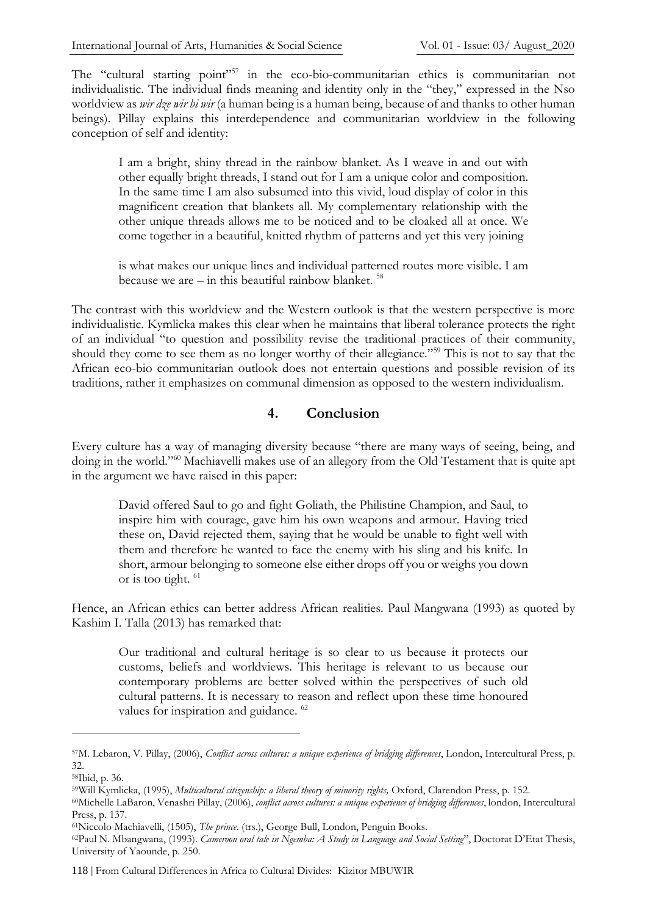The "cultural starting point"[57] in the eco-bio-communitarian ethics is communitarian not individualistic. The individual finds meaning and identity only in the "they," expressed in the Nso worldview as *wir dze wir bi wir* (a human being is a human being, because of and thanks to other human beings). Pillay explains this interdependence and communitarian worldview in the following conception of self and identity:

> I am a bright, shiny thread in the rainbow blanket. As I weave in and out with other equally bright threads, I stand out for I am a unique color and composition. In the same time I am also subsumed into this vivid, loud display of color in this magnificent creation that blankets all. My complementary relationship with the other unique threads allows me to be noticed and to be cloaked all at once. We come together in a beautiful, knitted rhythm of patterns and yet this very joining
>
> is what makes our unique lines and individual patterned routes more visible. I am because we are – in this beautiful rainbow blanket. [58]

The contrast with this worldview and the Western outlook is that the western perspective is more individualistic. Kymlicka makes this clear when he maintains that liberal tolerance protects the right of an individual "to question and possibility revise the traditional practices of their community, should they come to see them as no longer worthy of their allegiance."[59] This is not to say that the African eco-bio communitarian outlook does not entertain questions and possible revision of its traditions, rather it emphasizes on communal dimension as opposed to the western individualism.

## 4. Conclusion

Every culture has a way of managing diversity because "there are many ways of seeing, being, and doing in the world."[60] Machiavelli makes use of an allegory from the Old Testament that is quite apt in the argument we have raised in this paper:

> David offered Saul to go and fight Goliath, the Philistine Champion, and Saul, to inspire him with courage, gave him his own weapons and armour. Having tried these on, David rejected them, saying that he would be unable to fight well with them and therefore he wanted to face the enemy with his sling and his knife. In short, armour belonging to someone else either drops off you or weighs you down or is too tight. [61]

Hence, an African ethics can better address African realities. Paul Mangwana (1993) as quoted by Kashim I. Talla (2013) has remarked that:

> Our traditional and cultural heritage is so clear to us because it protects our customs, beliefs and worldviews. This heritage is relevant to us because our contemporary problems are better solved within the perspectives of such old cultural patterns. It is necessary to reason and reflect upon these time honoured values for inspiration and guidance. [62]

---

[57] M. Lebaron, V. Pillay, (2006), *Conflict across cultures: a unique experience of bridging differences*, London, Intercultural Press, p. 32.

[58] Ibid, p. 36.

[59] Will Kymlicka, (1995), *Multicultural citizenship: a liberal theory of minority rights,* Oxford, Clarendon Press, p. 152.

[60] Michelle LaBaron, Venashri Pillay, (2006), *conflict across cultures: a unique experience of bridging differences*, london, Intercultural Press, p. 137.

[61] Niccolo Machiavelli, (1505), *The prince*. (trs.), George Bull, London, Penguin Books.

[62] Paul N. Mbangwana, (1993). *Cameroon oral tale in Ngemba: A Study in Language and Social Setting*", Doctorat D'Etat Thesis, University of Yaounde, p. 250.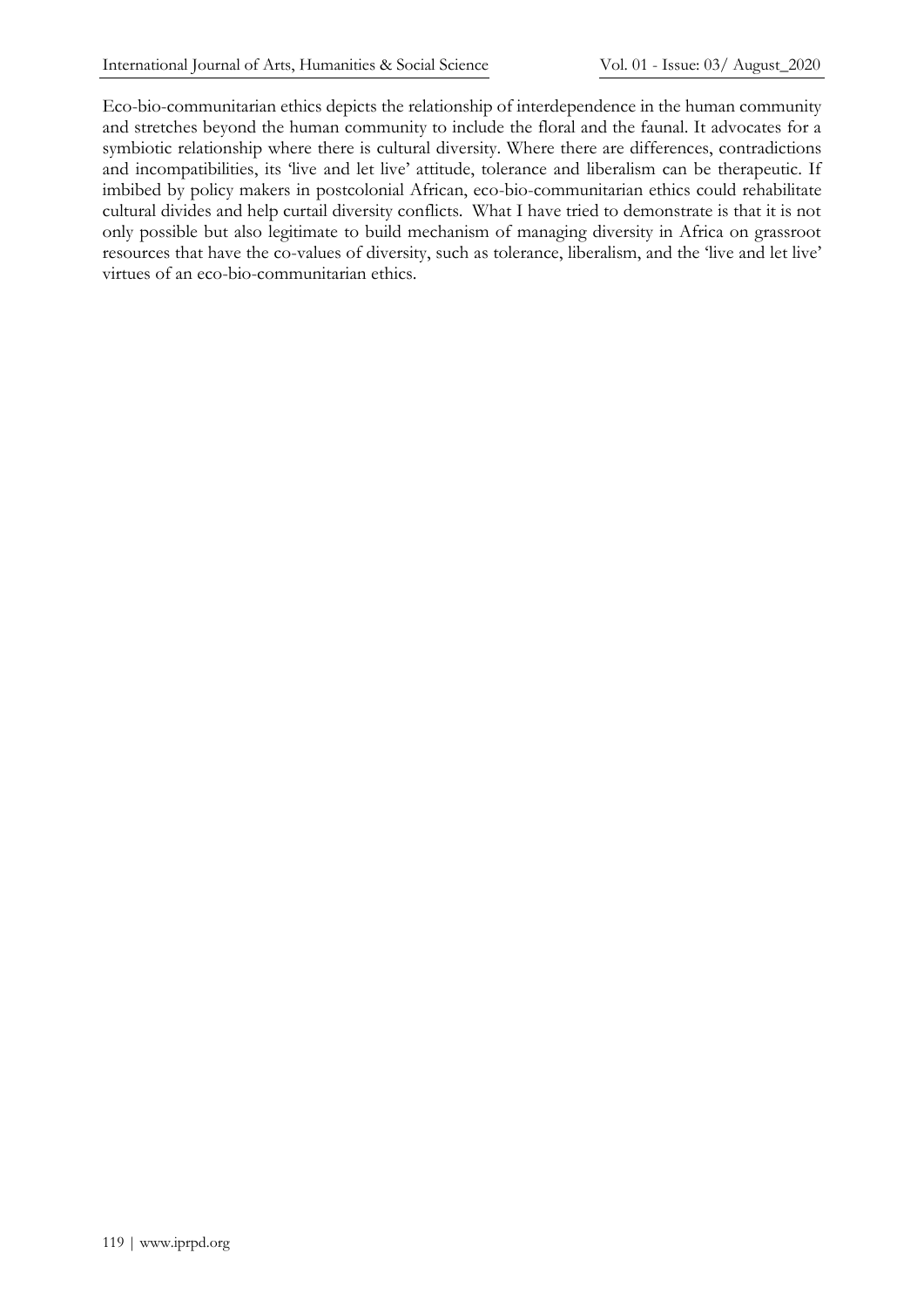Eco-bio-communitarian ethics depicts the relationship of interdependence in the human community and stretches beyond the human community to include the floral and the faunal. It advocates for a symbiotic relationship where there is cultural diversity. Where there are differences, contradictions and incompatibilities, its 'live and let live' attitude, tolerance and liberalism can be therapeutic. If imbibed by policy makers in postcolonial African, eco-bio-communitarian ethics could rehabilitate cultural divides and help curtail diversity conflicts. What I have tried to demonstrate is that it is not only possible but also legitimate to build mechanism of managing diversity in Africa on grassroot resources that have the co-values of diversity, such as tolerance, liberalism, and the 'live and let live' virtues of an eco-bio-communitarian ethics.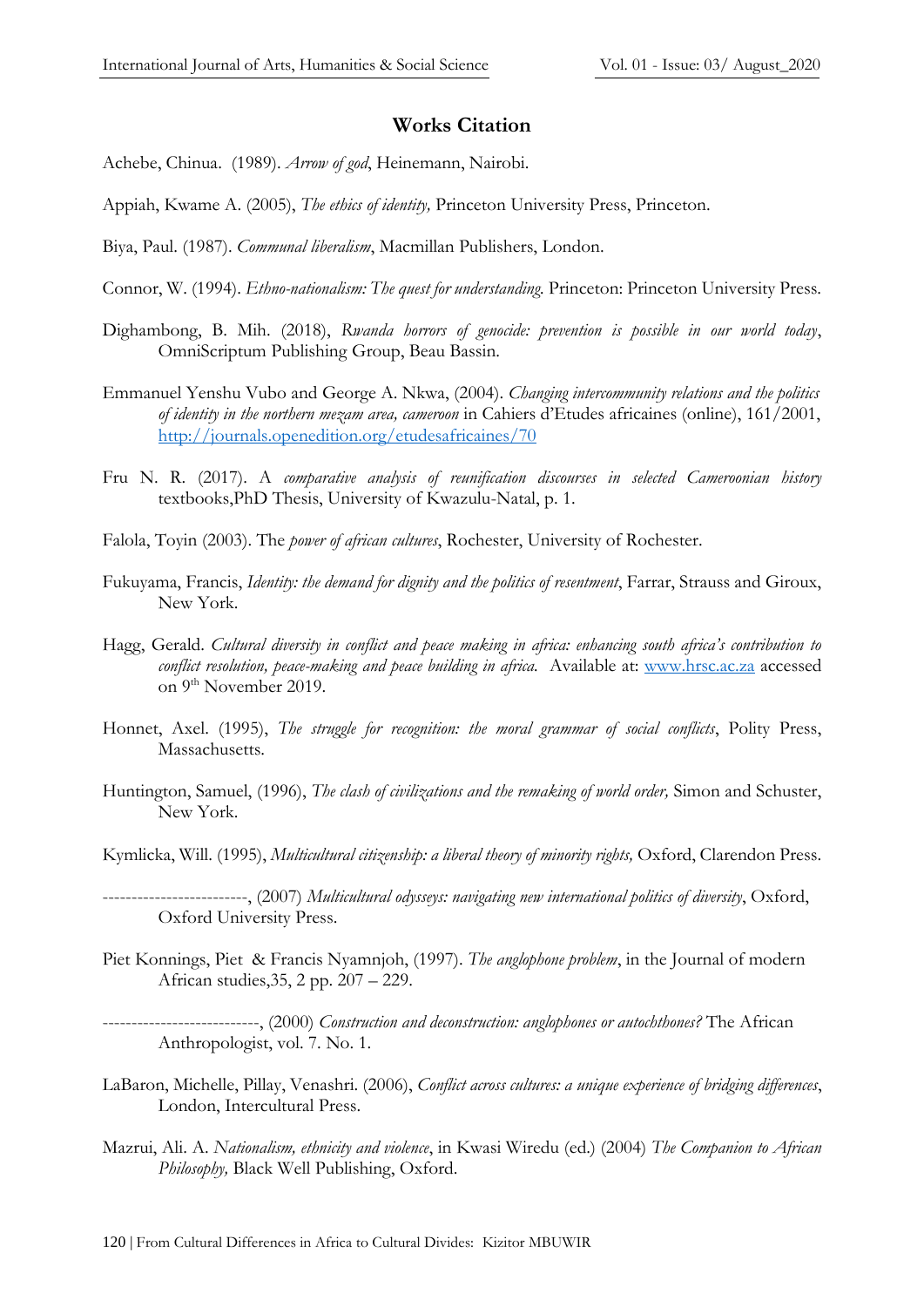## Works Citation

Achebe, Chinua. (1989). *Arrow of god*, Heinemann, Nairobi.

Appiah, Kwame A. (2005), *The ethics of identity,* Princeton University Press, Princeton.

Biya, Paul. (1987). *Communal liberalism*, Macmillan Publishers, London.

Connor, W. (1994). *Ethno-nationalism: The quest for understanding.* Princeton: Princeton University Press.

Dighambong, B. Mih. (2018), *Rwanda horrors of genocide: prevention is possible in our world today*, OmniScriptum Publishing Group, Beau Bassin.

Emmanuel Yenshu Vubo and George A. Nkwa, (2004). *Changing intercommunity relations and the politics of identity in the northern mezam area, cameroon* in Cahiers d'Etudes africaines (online), 161/2001, http://journals.openedition.org/etudesafricaines/70

Fru N. R. (2017). A *comparative analysis of reunification discourses in selected Cameroonian history* textbooks,PhD Thesis, University of Kwazulu-Natal, p. 1.

Falola, Toyin (2003). The *power of african cultures*, Rochester, University of Rochester.

Fukuyama, Francis, *Identity: the demand for dignity and the politics of resentment*, Farrar, Strauss and Giroux, New York.

Hagg, Gerald. *Cultural diversity in conflict and peace making in africa: enhancing south africa's contribution to conflict resolution, peace-making and peace building in africa.* Available at: www.hrsc.ac.za accessed on 9th November 2019.

Honnet, Axel. (1995), *The struggle for recognition: the moral grammar of social conflicts*, Polity Press, Massachusetts.

Huntington, Samuel, (1996), *The clash of civilizations and the remaking of world order,* Simon and Schuster, New York.

Kymlicka, Will. (1995), *Multicultural citizenship: a liberal theory of minority rights,* Oxford, Clarendon Press.

-------------------------, (2007) *Multicultural odysseys: navigating new international politics of diversity*, Oxford, Oxford University Press.

Piet Konnings, Piet & Francis Nyamnjoh, (1997). *The anglophone problem*, in the Journal of modern African studies,35, 2 pp. 207 – 229.

---------------------------, (2000) *Construction and deconstruction: anglophones or autochthones?* The African Anthropologist, vol. 7. No. 1.

LaBaron, Michelle, Pillay, Venashri. (2006), *Conflict across cultures: a unique experience of bridging differences*, London, Intercultural Press.

Mazrui, Ali. A. *Nationalism, ethnicity and violence*, in Kwasi Wiredu (ed.) (2004) *The Companion to African Philosophy,* Black Well Publishing, Oxford.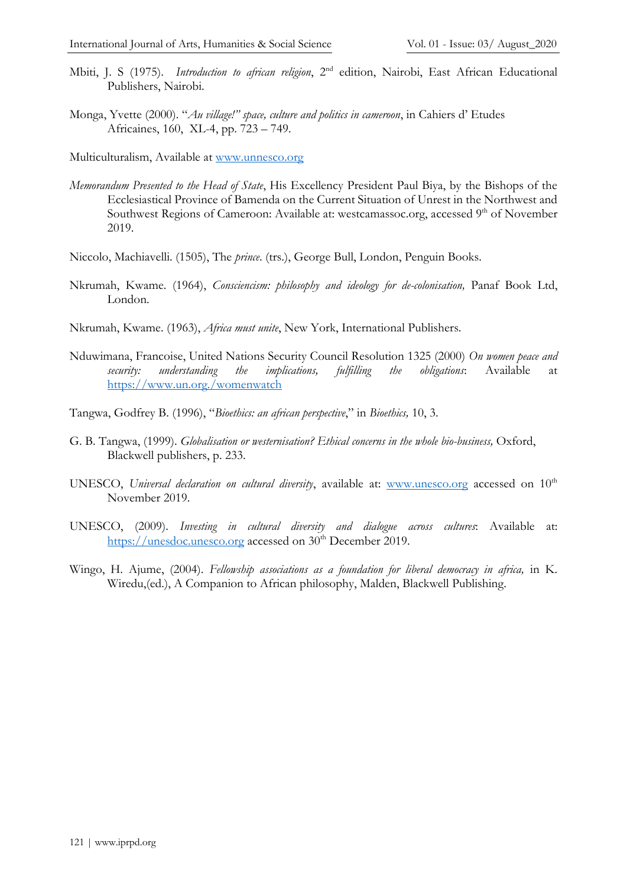Mbiti, J. S (1975). *Introduction to african religion*, 2nd edition, Nairobi, East African Educational Publishers, Nairobi.

Monga, Yvette (2000). "*Au village!" space, culture and politics in cameroon*, in Cahiers d' Etudes Africaines, 160, XL-4, pp. 723 – 749.

Multiculturalism, Available at www.unnesco.org

*Memorandum Presented to the Head of State*, His Excellency President Paul Biya, by the Bishops of the Ecclesiastical Province of Bamenda on the Current Situation of Unrest in the Northwest and Southwest Regions of Cameroon: Available at: westcamassoc.org, accessed 9th of November 2019.

Niccolo, Machiavelli. (1505), The *prince*. (trs.), George Bull, London, Penguin Books.

Nkrumah, Kwame. (1964), *Consciencism: philosophy and ideology for de-colonisation,* Panaf Book Ltd, London.

Nkrumah, Kwame. (1963), *Africa must unite*, New York, International Publishers.

Nduwimana, Francoise, United Nations Security Council Resolution 1325 (2000) *On women peace and security: understanding the implications, fulfilling the obligations*: Available at https://www.un.org./womenwatch

Tangwa, Godfrey B. (1996), "*Bioethics: an african perspective*," in *Bioethics,* 10, 3.

G. B. Tangwa, (1999). *Globalisation or westernisation? Ethical concerns in the whole bio-business,* Oxford, Blackwell publishers, p. 233.

UNESCO, *Universal declaration on cultural diversity*, available at: www.unesco.org accessed on 10th November 2019.

UNESCO, (2009). *Investing in cultural diversity and dialogue across cultures*: Available at: https://unesdoc.unesco.org accessed on 30th December 2019.

Wingo, H. Ajume, (2004). *Fellowship associations as a foundation for liberal democracy in africa,* in K. Wiredu,(ed.), A Companion to African philosophy, Malden, Blackwell Publishing.